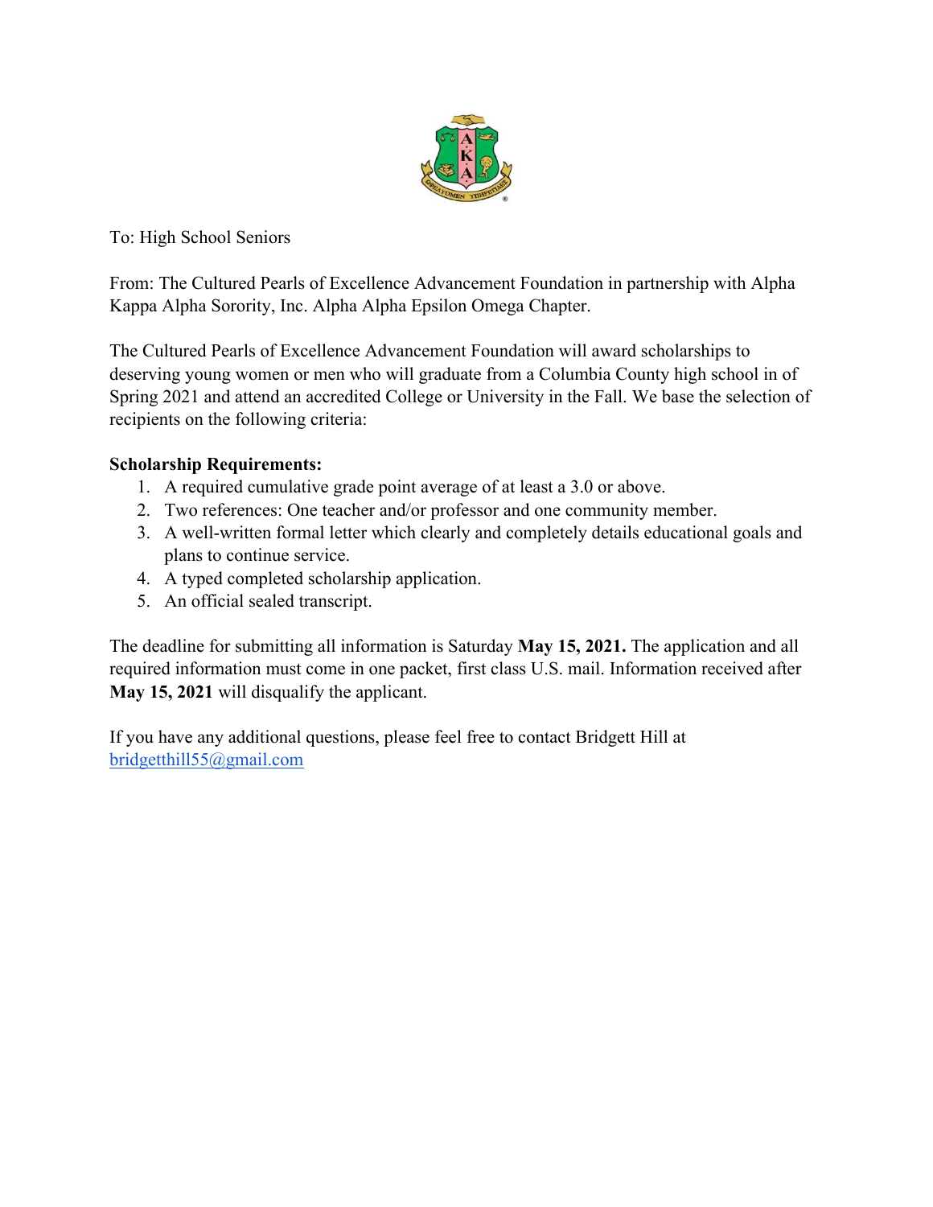To: High School Seniors

From: The Cultured Pearls of Excellence Advancement Foundation in partnership with Alpha Kappa Alpha Sorority, Inc. Alpha Alpha Epsilon Omega Chapter.

The Cultured Pearls of Excellence Advancement Foundation will award scholarships to deserving young women or men who will graduate from a Columbia County high school in of Spring 2021 and attend an accredited College or University in the Fall. We base the selection of recipients on the following criteria:

**Scholarship Requirements:**

1. A required cumulative grade point average of at least a 3.0 or above.
2. Two references: One teacher and/or professor and one community member.
3. A well-written formal letter which clearly and completely details educational goals and plans to continue service.
4. A typed completed scholarship application.
5. An official sealed transcript.

The deadline for submitting all information is Saturday **May 15, 2021.** The application and all required information must come in one packet, first class U.S. mail. Information received after **May 15, 2021** will disqualify the applicant.

If you have any additional questions, please feel free to contact Bridgett Hill at bridgetthill55@gmail.com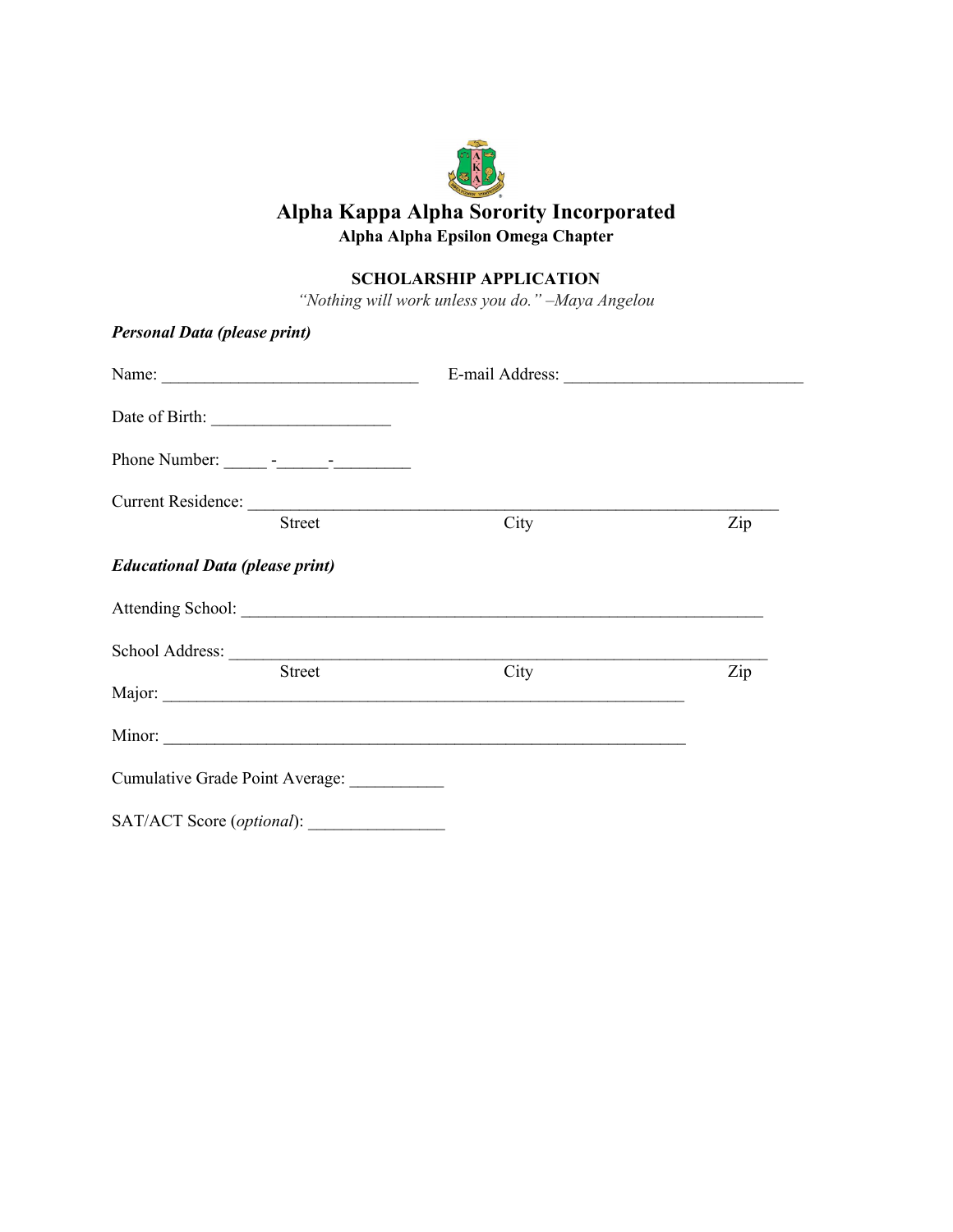# Alpha Kappa Alpha Sorority Incorporated

**Alpha Alpha Epsilon Omega Chapter**

**SCHOLARSHIP APPLICATION**

*"Nothing will work unless you do." –Maya Angelou*

***Personal Data (please print)***

Name: ______________________________ E-mail Address: ____________________________

Date of Birth: _____________________

Phone Number: _____ -______-_________

Current Residence: ______________________________________________________________

Street City Zip

***Educational Data (please print)***

Attending School: _____________________________________________________________

School Address: _______________________________________________________________

Street City Zip

Major: _____________________________________________________________

Minor: _____________________________________________________________

Cumulative Grade Point Average: ___________

SAT/ACT Score (*optional*): ________________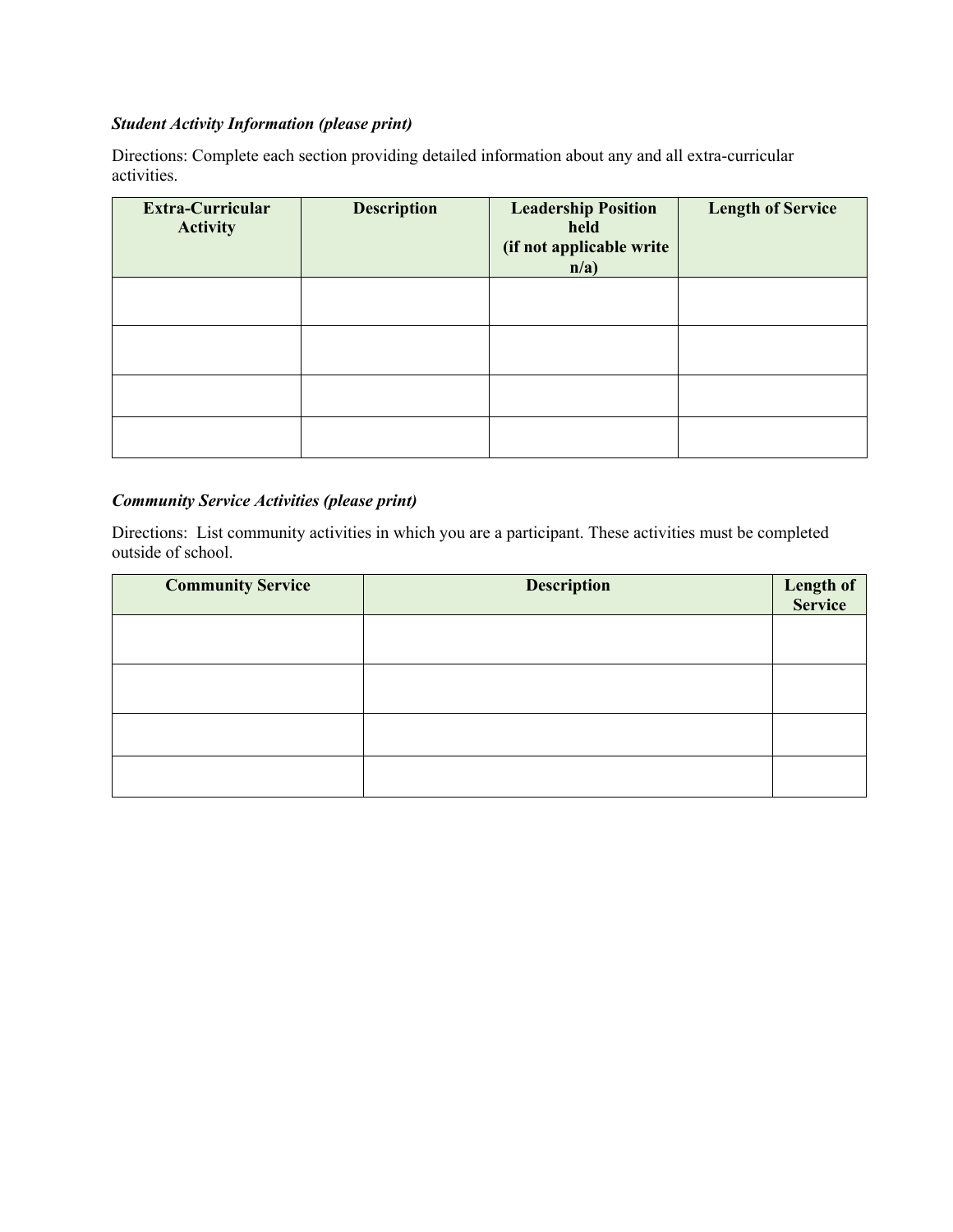***Student Activity Information (please print)***

Directions: Complete each section providing detailed information about any and all extra-curricular activities.

| Extra-Curricular Activity | Description | Leadership Position held (if not applicable write n/a) | Length of Service |
|---|---|---|---|
| | | | |
| | | | |
| | | | |
| | | | |

***Community Service Activities (please print)***

Directions: List community activities in which you are a participant. These activities must be completed outside of school.

| Community Service | Description | Length of Service |
|---|---|---|
| | | |
| | | |
| | | |
| | | |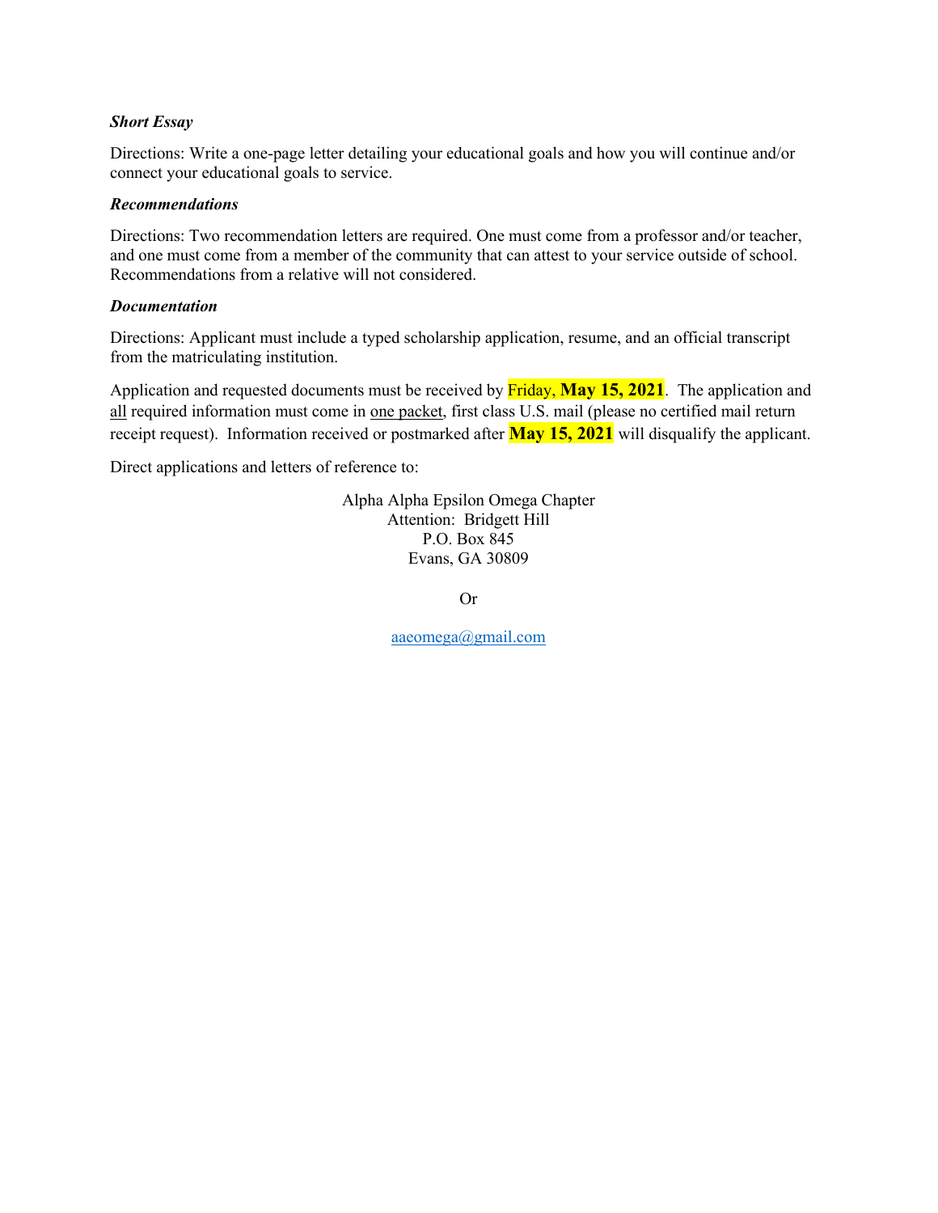***Short Essay***

Directions: Write a one-page letter detailing your educational goals and how you will continue and/or connect your educational goals to service.

***Recommendations***

Directions: Two recommendation letters are required. One must come from a professor and/or teacher, and one must come from a member of the community that can attest to your service outside of school. Recommendations from a relative will not considered.

***Documentation***

Directions: Applicant must include a typed scholarship application, resume, and an official transcript from the matriculating institution.

Application and requested documents must be received by Friday, **May 15, 2021**. The application and all required information must come in one packet, first class U.S. mail (please no certified mail return receipt request). Information received or postmarked after **May 15, 2021** will disqualify the applicant.

Direct applications and letters of reference to:

Alpha Alpha Epsilon Omega Chapter
Attention: Bridgett Hill
P.O. Box 845
Evans, GA 30809

Or

aaeomega@gmail.com